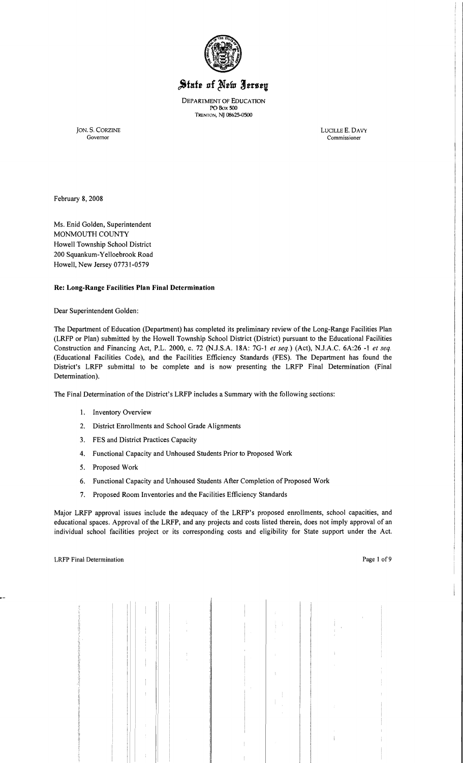# State of New Jersey

DEPARTMENT OF EDUCATION
PO Box 500
TRENTON, NJ 08625-0500

JON. S. CORZINE
Governor

LUCILLE E. DAVY
Commissioner

February 8, 2008

Ms. Enid Golden, Superintendent
MONMOUTH COUNTY
Howell Township School District
200 Squankum-Yelloebrook Road
Howell, New Jersey 07731-0579

**Re: Long-Range Facilities Plan Final Determination**

Dear Superintendent Golden:

The Department of Education (Department) has completed its preliminary review of the Long-Range Facilities Plan (LRFP or Plan) submitted by the Howell Township School District (District) pursuant to the Educational Facilities Construction and Financing Act, P.L. 2000, c. 72 (N.J.S.A. 18A: 7G-1 *et seq.*) (Act), N.J.A.C. 6A:26 -1 *et seq.* (Educational Facilities Code), and the Facilities Efficiency Standards (FES). The Department has found the District's LRFP submittal to be complete and is now presenting the LRFP Final Determination (Final Determination).

The Final Determination of the District's LRFP includes a Summary with the following sections:

1. Inventory Overview
2. District Enrollments and School Grade Alignments
3. FES and District Practices Capacity
4. Functional Capacity and Unhoused Students Prior to Proposed Work
5. Proposed Work
6. Functional Capacity and Unhoused Students After Completion of Proposed Work
7. Proposed Room Inventories and the Facilities Efficiency Standards

Major LRFP approval issues include the adequacy of the LRFP's proposed enrollments, school capacities, and educational spaces. Approval of the LRFP, and any projects and costs listed therein, does not imply approval of an individual school facilities project or its corresponding costs and eligibility for State support under the Act.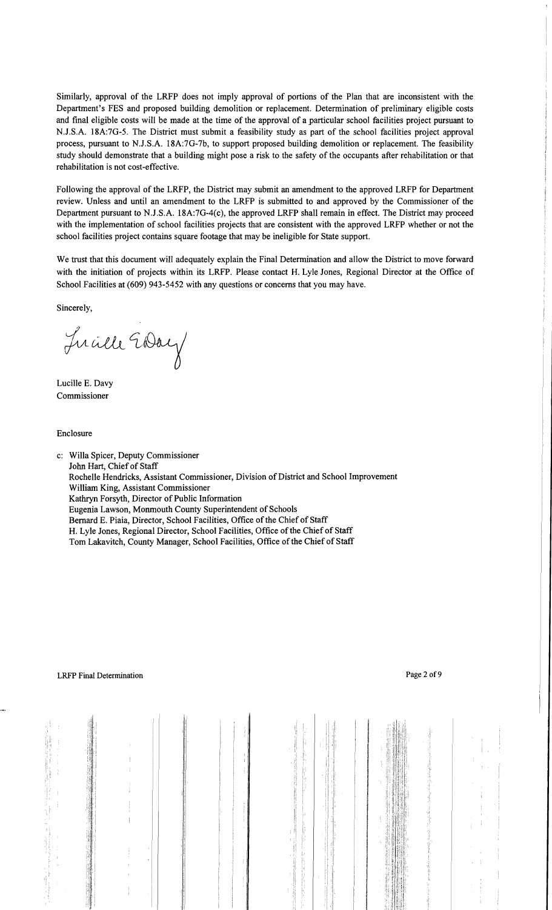Similarly, approval of the LRFP does not imply approval of portions of the Plan that are inconsistent with the Department's FES and proposed building demolition or replacement. Determination of preliminary eligible costs and final eligible costs will be made at the time of the approval of a particular school facilities project pursuant to N.J.S.A. 18A:7G-5. The District must submit a feasibility study as part of the school facilities project approval process, pursuant to N.J.S.A. 18A:7G-7b, to support proposed building demolition or replacement. The feasibility study should demonstrate that a building might pose a risk to the safety of the occupants after rehabilitation or that rehabilitation is not cost-effective.

Following the approval of the LRFP, the District may submit an amendment to the approved LRFP for Department review. Unless and until an amendment to the LRFP is submitted to and approved by the Commissioner of the Department pursuant to N.J.S.A. 18A:7G-4(c), the approved LRFP shall remain in effect. The District may proceed with the implementation of school facilities projects that are consistent with the approved LRFP whether or not the school facilities project contains square footage that may be ineligible for State support.

We trust that this document will adequately explain the Final Determination and allow the District to move forward with the initiation of projects within its LRFP. Please contact H. Lyle Jones, Regional Director at the Office of School Facilities at (609) 943-5452 with any questions or concerns that you may have.

Sincerely,

Lucille E. Davy
Commissioner

Enclosure

c: Willa Spicer, Deputy Commissioner
John Hart, Chief of Staff
Rochelle Hendricks, Assistant Commissioner, Division of District and School Improvement
William King, Assistant Commissioner
Kathryn Forsyth, Director of Public Information
Eugenia Lawson, Monmouth County Superintendent of Schools
Bernard E. Piaia, Director, School Facilities, Office of the Chief of Staff
H. Lyle Jones, Regional Director, School Facilities, Office of the Chief of Staff
Tom Lakavitch, County Manager, School Facilities, Office of the Chief of Staff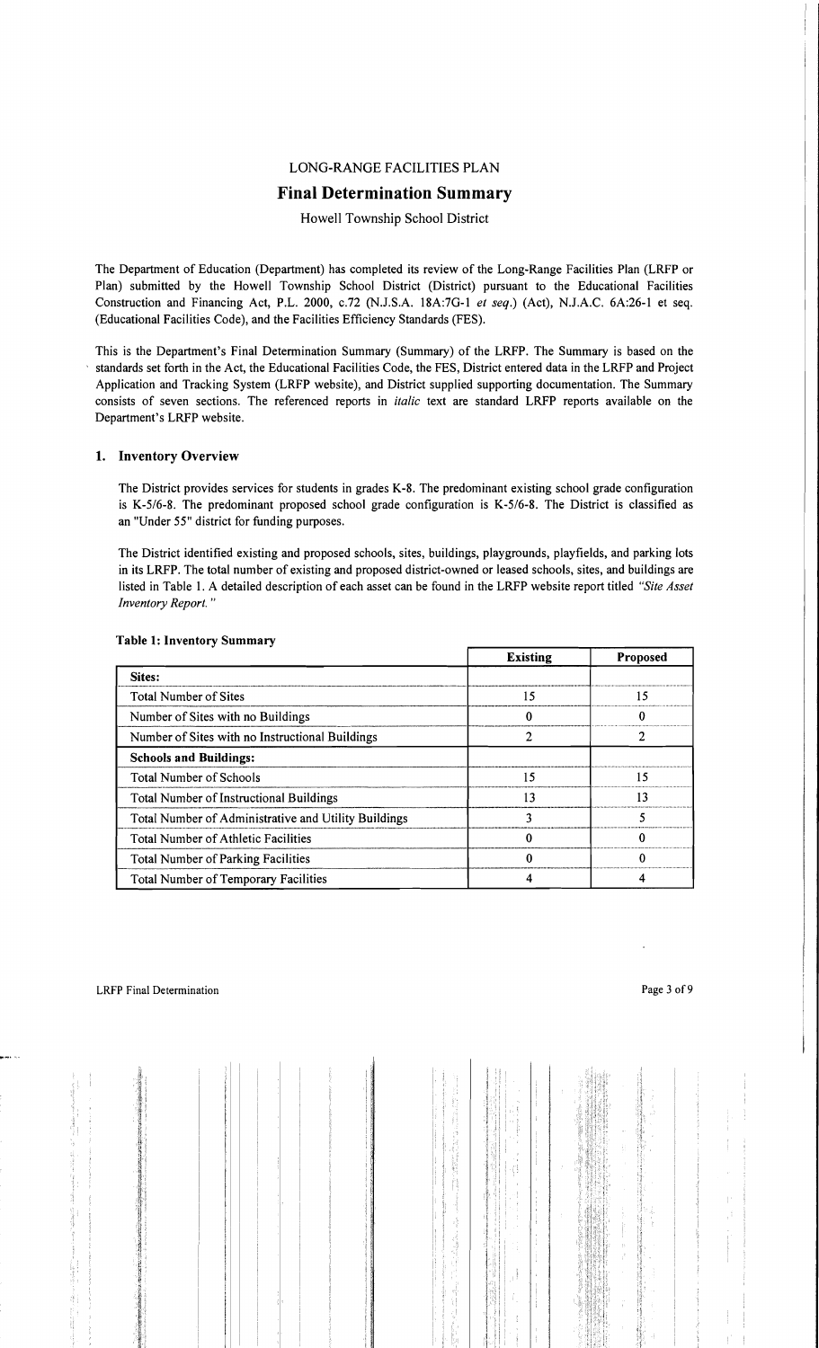LONG-RANGE FACILITIES PLAN

# Final Determination Summary

Howell Township School District

The Department of Education (Department) has completed its review of the Long-Range Facilities Plan (LRFP or Plan) submitted by the Howell Township School District (District) pursuant to the Educational Facilities Construction and Financing Act, P.L. 2000, c.72 (N.J.S.A. 18A:7G-1 *et seq.*) (Act), N.J.A.C. 6A:26-1 et seq. (Educational Facilities Code), and the Facilities Efficiency Standards (FES).

This is the Department's Final Determination Summary (Summary) of the LRFP. The Summary is based on the standards set forth in the Act, the Educational Facilities Code, the FES, District entered data in the LRFP and Project Application and Tracking System (LRFP website), and District supplied supporting documentation. The Summary consists of seven sections. The referenced reports in *italic* text are standard LRFP reports available on the Department's LRFP website.

## 1. Inventory Overview

The District provides services for students in grades K-8. The predominant existing school grade configuration is K-5/6-8. The predominant proposed school grade configuration is K-5/6-8. The District is classified as an "Under 55" district for funding purposes.

The District identified existing and proposed schools, sites, buildings, playgrounds, playfields, and parking lots in its LRFP. The total number of existing and proposed district-owned or leased schools, sites, and buildings are listed in Table 1. A detailed description of each asset can be found in the LRFP website report titled *"Site Asset Inventory Report."*

**Table 1: Inventory Summary**

| | Existing | Proposed |
|---|---|---|
| **Sites:** | | |
| Total Number of Sites | 15 | 15 |
| Number of Sites with no Buildings | 0 | 0 |
| Number of Sites with no Instructional Buildings | 2 | 2 |
| **Schools and Buildings:** | | |
| Total Number of Schools | 15 | 15 |
| Total Number of Instructional Buildings | 13 | 13 |
| Total Number of Administrative and Utility Buildings | 3 | 5 |
| Total Number of Athletic Facilities | 0 | 0 |
| Total Number of Parking Facilities | 0 | 0 |
| Total Number of Temporary Facilities | 4 | 4 |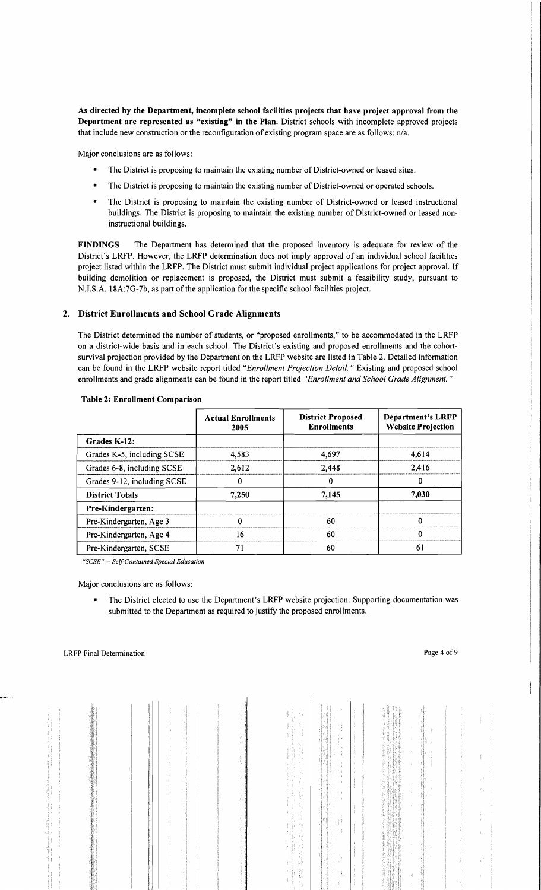**As directed by the Department, incomplete school facilities projects that have project approval from the Department are represented as "existing" in the Plan.** District schools with incomplete approved projects that include new construction or the reconfiguration of existing program space are as follows: n/a.

Major conclusions are as follows:

- The District is proposing to maintain the existing number of District-owned or leased sites.
- The District is proposing to maintain the existing number of District-owned or operated schools.
- The District is proposing to maintain the existing number of District-owned or leased instructional buildings. The District is proposing to maintain the existing number of District-owned or leased non-instructional buildings.

**FINDINGS** The Department has determined that the proposed inventory is adequate for review of the District's LRFP. However, the LRFP determination does not imply approval of an individual school facilities project listed within the LRFP. The District must submit individual project applications for project approval. If building demolition or replacement is proposed, the District must submit a feasibility study, pursuant to N.J.S.A. 18A:7G-7b, as part of the application for the specific school facilities project.

## 2. District Enrollments and School Grade Alignments

The District determined the number of students, or "proposed enrollments," to be accommodated in the LRFP on a district-wide basis and in each school. The District's existing and proposed enrollments and the cohort-survival projection provided by the Department on the LRFP website are listed in Table 2. Detailed information can be found in the LRFP website report titled *"Enrollment Projection Detail."* Existing and proposed school enrollments and grade alignments can be found in the report titled *"Enrollment and School Grade Alignment."*

**Table 2: Enrollment Comparison**

| | Actual Enrollments 2005 | District Proposed Enrollments | Department's LRFP Website Projection |
|---|---|---|---|
| **Grades K-12:** | | | |
| Grades K-5, including SCSE | 4,583 | 4,697 | 4,614 |
| Grades 6-8, including SCSE | 2,612 | 2,448 | 2,416 |
| Grades 9-12, including SCSE | 0 | 0 | 0 |
| **District Totals** | **7,250** | **7,145** | **7,030** |
| **Pre-Kindergarten:** | | | |
| Pre-Kindergarten, Age 3 | 0 | 60 | 0 |
| Pre-Kindergarten, Age 4 | 16 | 60 | 0 |
| Pre-Kindergarten, SCSE | 71 | 60 | 61 |

*"SCSE" = Self-Contained Special Education*

Major conclusions are as follows:

- The District elected to use the Department's LRFP website projection. Supporting documentation was submitted to the Department as required to justify the proposed enrollments.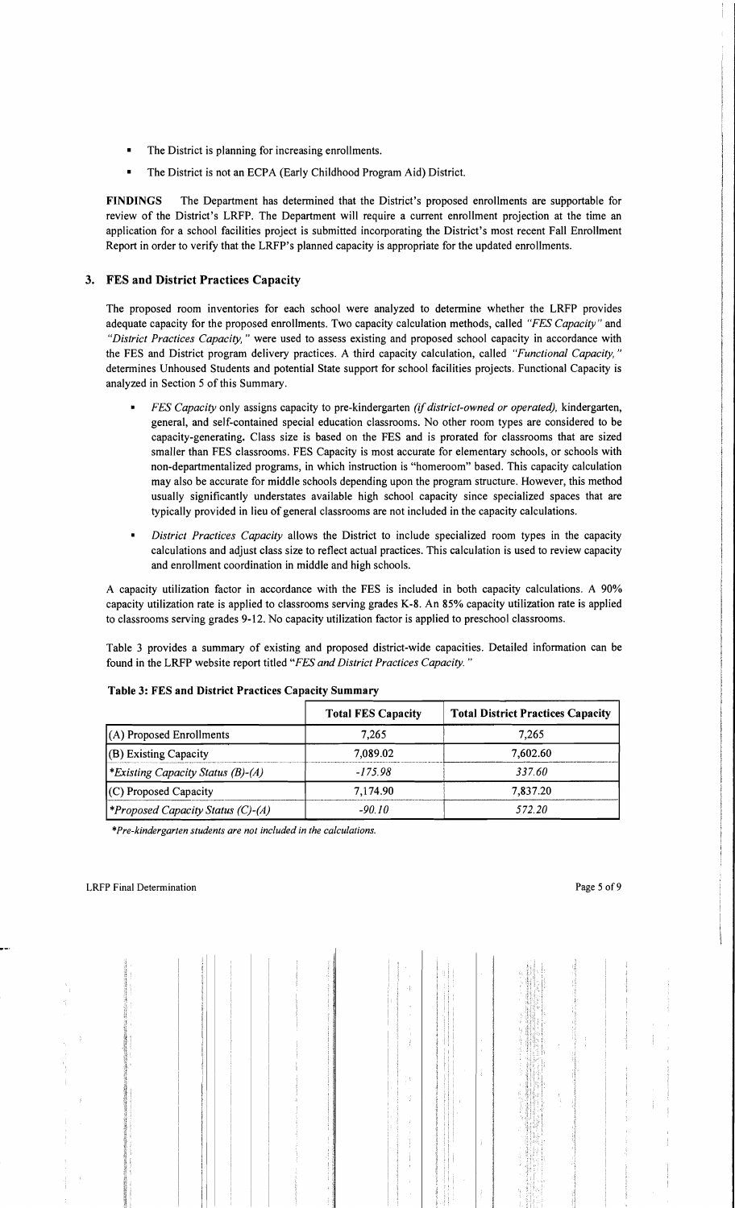- The District is planning for increasing enrollments.
- The District is not an ECPA (Early Childhood Program Aid) District.

**FINDINGS** The Department has determined that the District's proposed enrollments are supportable for review of the District's LRFP. The Department will require a current enrollment projection at the time an application for a school facilities project is submitted incorporating the District's most recent Fall Enrollment Report in order to verify that the LRFP's planned capacity is appropriate for the updated enrollments.

## 3. FES and District Practices Capacity

The proposed room inventories for each school were analyzed to determine whether the LRFP provides adequate capacity for the proposed enrollments. Two capacity calculation methods, called *"FES Capacity"* and *"District Practices Capacity,"* were used to assess existing and proposed school capacity in accordance with the FES and District program delivery practices. A third capacity calculation, called *"Functional Capacity,"* determines Unhoused Students and potential State support for school facilities projects. Functional Capacity is analyzed in Section 5 of this Summary.

- *FES Capacity* only assigns capacity to pre-kindergarten *(if district-owned or operated),* kindergarten, general, and self-contained special education classrooms. No other room types are considered to be capacity-generating. Class size is based on the FES and is prorated for classrooms that are sized smaller than FES classrooms. FES Capacity is most accurate for elementary schools, or schools with non-departmentalized programs, in which instruction is "homeroom" based. This capacity calculation may also be accurate for middle schools depending upon the program structure. However, this method usually significantly understates available high school capacity since specialized spaces that are typically provided in lieu of general classrooms are not included in the capacity calculations.
- *District Practices Capacity* allows the District to include specialized room types in the capacity calculations and adjust class size to reflect actual practices. This calculation is used to review capacity and enrollment coordination in middle and high schools.

A capacity utilization factor in accordance with the FES is included in both capacity calculations. A 90% capacity utilization rate is applied to classrooms serving grades K-8. An 85% capacity utilization rate is applied to classrooms serving grades 9-12. No capacity utilization factor is applied to preschool classrooms.

Table 3 provides a summary of existing and proposed district-wide capacities. Detailed information can be found in the LRFP website report titled *"FES and District Practices Capacity."*

**Table 3: FES and District Practices Capacity Summary**

| | Total FES Capacity | Total District Practices Capacity |
|---|---|---|
| (A) Proposed Enrollments | 7,265 | 7,265 |
| (B) Existing Capacity | 7,089.02 | 7,602.60 |
| **Existing Capacity Status (B)-(A)* | *-175.98* | *337.60* |
| (C) Proposed Capacity | 7,174.90 | 7,837.20 |
| **Proposed Capacity Status (C)-(A)* | *-90.10* | *572.20* |

**Pre-kindergarten students are not included in the calculations.*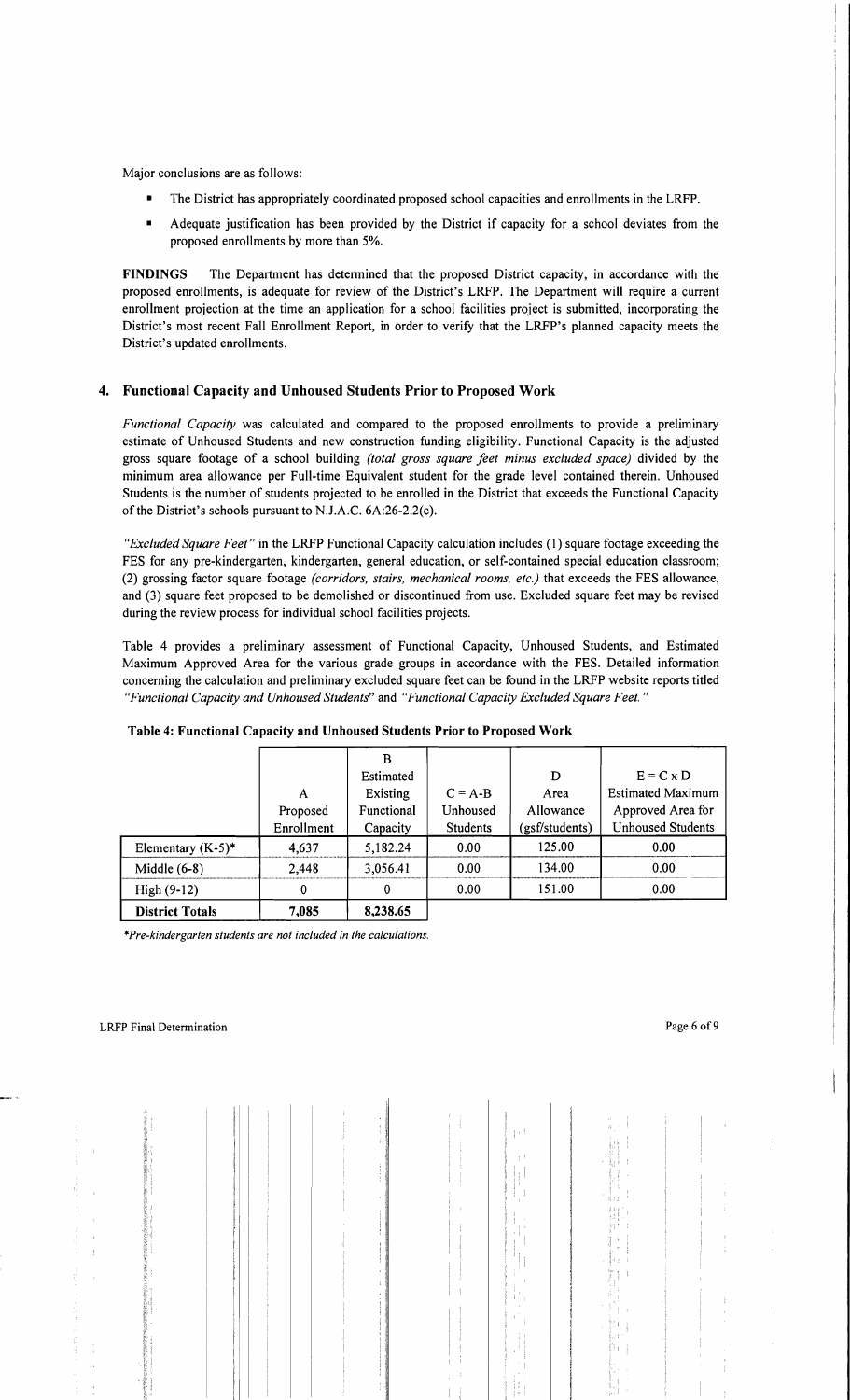Major conclusions are as follows:

- The District has appropriately coordinated proposed school capacities and enrollments in the LRFP.
- Adequate justification has been provided by the District if capacity for a school deviates from the proposed enrollments by more than 5%.

**FINDINGS** The Department has determined that the proposed District capacity, in accordance with the proposed enrollments, is adequate for review of the District's LRFP. The Department will require a current enrollment projection at the time an application for a school facilities project is submitted, incorporating the District's most recent Fall Enrollment Report, in order to verify that the LRFP's planned capacity meets the District's updated enrollments.

## 4. Functional Capacity and Unhoused Students Prior to Proposed Work

*Functional Capacity* was calculated and compared to the proposed enrollments to provide a preliminary estimate of Unhoused Students and new construction funding eligibility. Functional Capacity is the adjusted gross square footage of a school building *(total gross square feet minus excluded space)* divided by the minimum area allowance per Full-time Equivalent student for the grade level contained therein. Unhoused Students is the number of students projected to be enrolled in the District that exceeds the Functional Capacity of the District's schools pursuant to N.J.A.C. 6A:26-2.2(c).

*"Excluded Square Feet"* in the LRFP Functional Capacity calculation includes (1) square footage exceeding the FES for any pre-kindergarten, kindergarten, general education, or self-contained special education classroom; (2) grossing factor square footage *(corridors, stairs, mechanical rooms, etc.)* that exceeds the FES allowance, and (3) square feet proposed to be demolished or discontinued from use. Excluded square feet may be revised during the review process for individual school facilities projects.

Table 4 provides a preliminary assessment of Functional Capacity, Unhoused Students, and Estimated Maximum Approved Area for the various grade groups in accordance with the FES. Detailed information concerning the calculation and preliminary excluded square feet can be found in the LRFP website reports titled *"Functional Capacity and Unhoused Students"* and *"Functional Capacity Excluded Square Feet."*

**Table 4: Functional Capacity and Unhoused Students Prior to Proposed Work**

| | A Proposed Enrollment | B Estimated Existing Functional Capacity | C = A-B Unhoused Students | D Area Allowance (gsf/students) | E = C x D Estimated Maximum Approved Area for Unhoused Students |
|---|---|---|---|---|---|
| Elementary (K-5)* | 4,637 | 5,182.24 | 0.00 | 125.00 | 0.00 |
| Middle (6-8) | 2,448 | 3,056.41 | 0.00 | 134.00 | 0.00 |
| High (9-12) | 0 | 0 | 0.00 | 151.00 | 0.00 |
| **District Totals** | **7,085** | **8,238.65** | | | |

*\*Pre-kindergarten students are not included in the calculations.*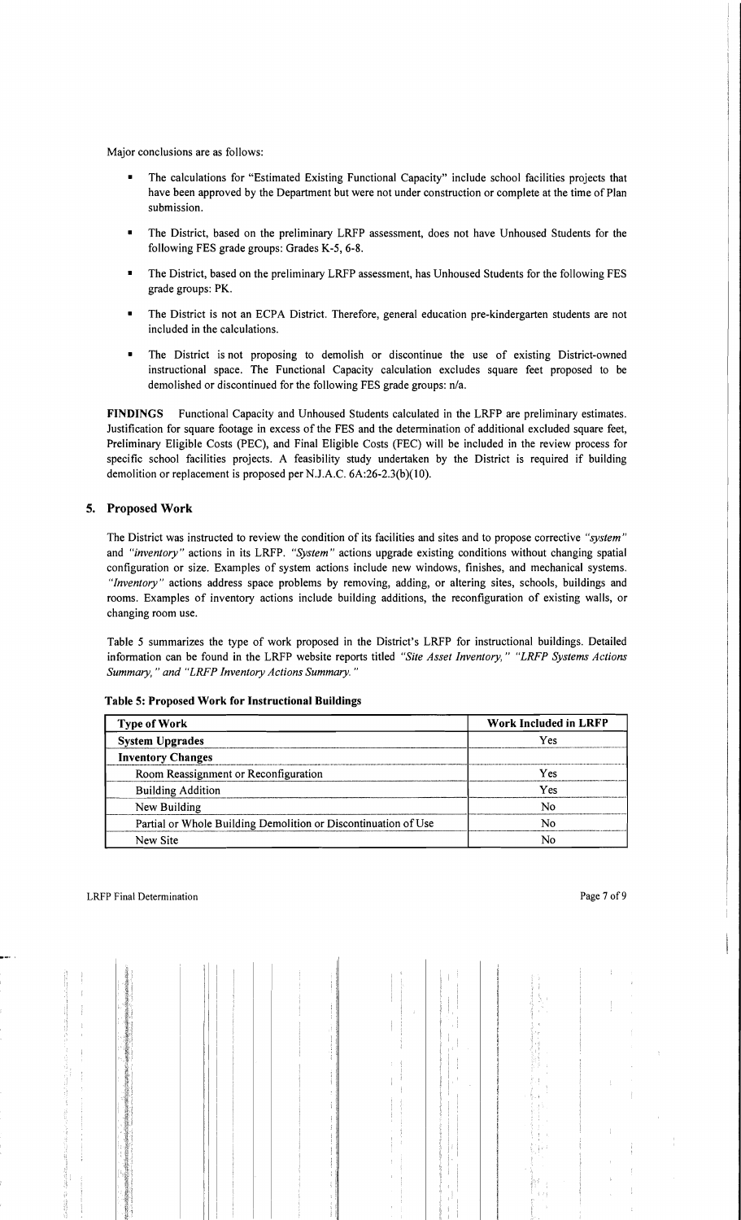Major conclusions are as follows:

- The calculations for "Estimated Existing Functional Capacity" include school facilities projects that have been approved by the Department but were not under construction or complete at the time of Plan submission.
- The District, based on the preliminary LRFP assessment, does not have Unhoused Students for the following FES grade groups: Grades K-5, 6-8.
- The District, based on the preliminary LRFP assessment, has Unhoused Students for the following FES grade groups: PK.
- The District is not an ECPA District. Therefore, general education pre-kindergarten students are not included in the calculations.
- The District is not proposing to demolish or discontinue the use of existing District-owned instructional space. The Functional Capacity calculation excludes square feet proposed to be demolished or discontinued for the following FES grade groups: n/a.

**FINDINGS** Functional Capacity and Unhoused Students calculated in the LRFP are preliminary estimates. Justification for square footage in excess of the FES and the determination of additional excluded square feet, Preliminary Eligible Costs (PEC), and Final Eligible Costs (FEC) will be included in the review process for specific school facilities projects. A feasibility study undertaken by the District is required if building demolition or replacement is proposed per N.J.A.C. 6A:26-2.3(b)(10).

## 5. Proposed Work

The District was instructed to review the condition of its facilities and sites and to propose corrective *"system"* and *"inventory"* actions in its LRFP. *"System"* actions upgrade existing conditions without changing spatial configuration or size. Examples of system actions include new windows, finishes, and mechanical systems. *"Inventory"* actions address space problems by removing, adding, or altering sites, schools, buildings and rooms. Examples of inventory actions include building additions, the reconfiguration of existing walls, or changing room use.

Table 5 summarizes the type of work proposed in the District's LRFP for instructional buildings. Detailed information can be found in the LRFP website reports titled *"Site Asset Inventory," "LRFP Systems Actions Summary," and "LRFP Inventory Actions Summary."*

**Table 5: Proposed Work for Instructional Buildings**

| Type of Work | Work Included in LRFP |
|---|---|
| **System Upgrades** | Yes |
| **Inventory Changes** | |
| Room Reassignment or Reconfiguration | Yes |
| Building Addition | Yes |
| New Building | No |
| Partial or Whole Building Demolition or Discontinuation of Use | No |
| New Site | No |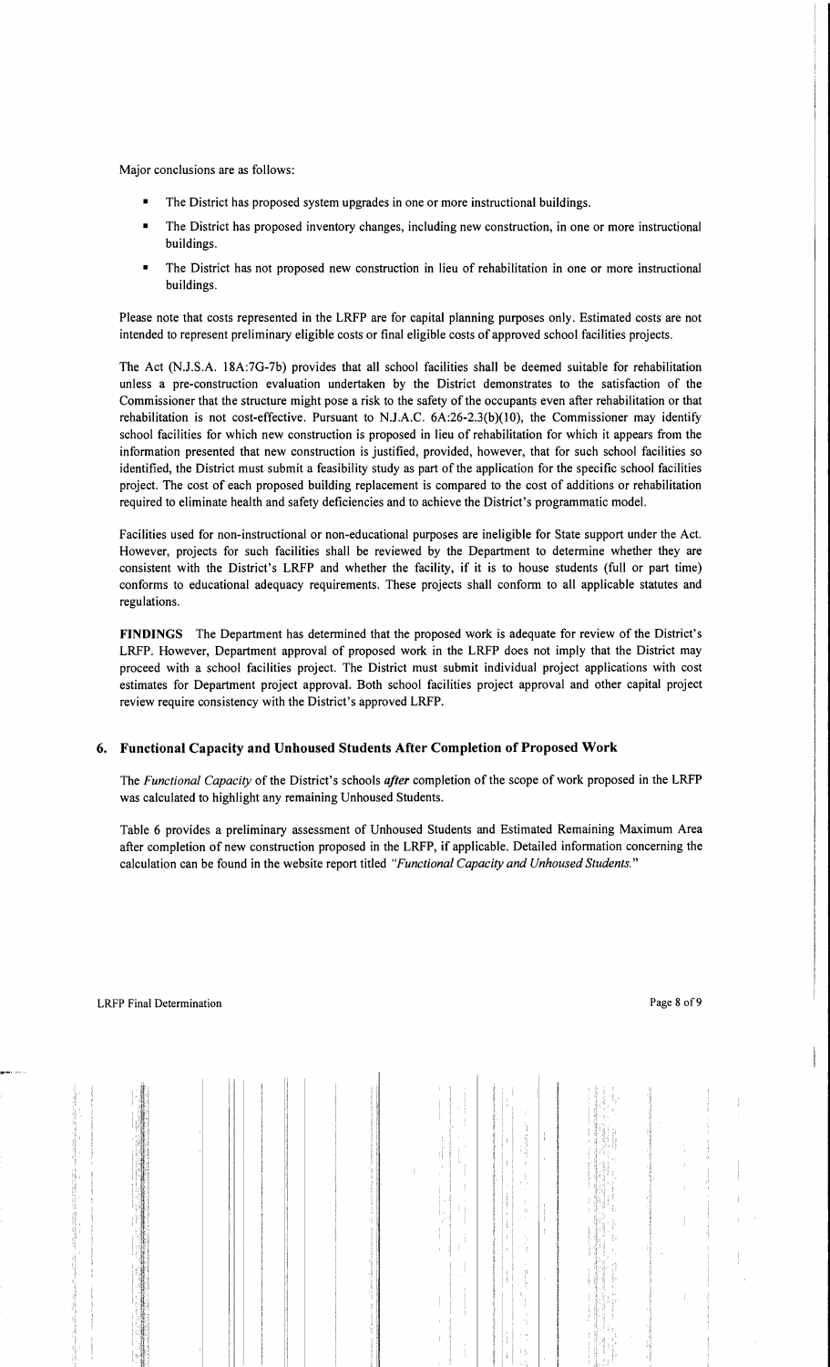Major conclusions are as follows:

- The District has proposed system upgrades in one or more instructional buildings.
- The District has proposed inventory changes, including new construction, in one or more instructional buildings.
- The District has not proposed new construction in lieu of rehabilitation in one or more instructional buildings.

Please note that costs represented in the LRFP are for capital planning purposes only. Estimated costs are not intended to represent preliminary eligible costs or final eligible costs of approved school facilities projects.

The Act (N.J.S.A. 18A:7G-7b) provides that all school facilities shall be deemed suitable for rehabilitation unless a pre-construction evaluation undertaken by the District demonstrates to the satisfaction of the Commissioner that the structure might pose a risk to the safety of the occupants even after rehabilitation or that rehabilitation is not cost-effective. Pursuant to N.J.A.C. 6A:26-2.3(b)(10), the Commissioner may identify school facilities for which new construction is proposed in lieu of rehabilitation for which it appears from the information presented that new construction is justified, provided, however, that for such school facilities so identified, the District must submit a feasibility study as part of the application for the specific school facilities project. The cost of each proposed building replacement is compared to the cost of additions or rehabilitation required to eliminate health and safety deficiencies and to achieve the District's programmatic model.

Facilities used for non-instructional or non-educational purposes are ineligible for State support under the Act. However, projects for such facilities shall be reviewed by the Department to determine whether they are consistent with the District's LRFP and whether the facility, if it is to house students (full or part time) conforms to educational adequacy requirements. These projects shall conform to all applicable statutes and regulations.

**FINDINGS** The Department has determined that the proposed work is adequate for review of the District's LRFP. However, Department approval of proposed work in the LRFP does not imply that the District may proceed with a school facilities project. The District must submit individual project applications with cost estimates for Department project approval. Both school facilities project approval and other capital project review require consistency with the District's approved LRFP.

## 6. Functional Capacity and Unhoused Students After Completion of Proposed Work

The *Functional Capacity* of the District's schools ***after*** completion of the scope of work proposed in the LRFP was calculated to highlight any remaining Unhoused Students.

Table 6 provides a preliminary assessment of Unhoused Students and Estimated Remaining Maximum Area after completion of new construction proposed in the LRFP, if applicable. Detailed information concerning the calculation can be found in the website report titled *"Functional Capacity and Unhoused Students."*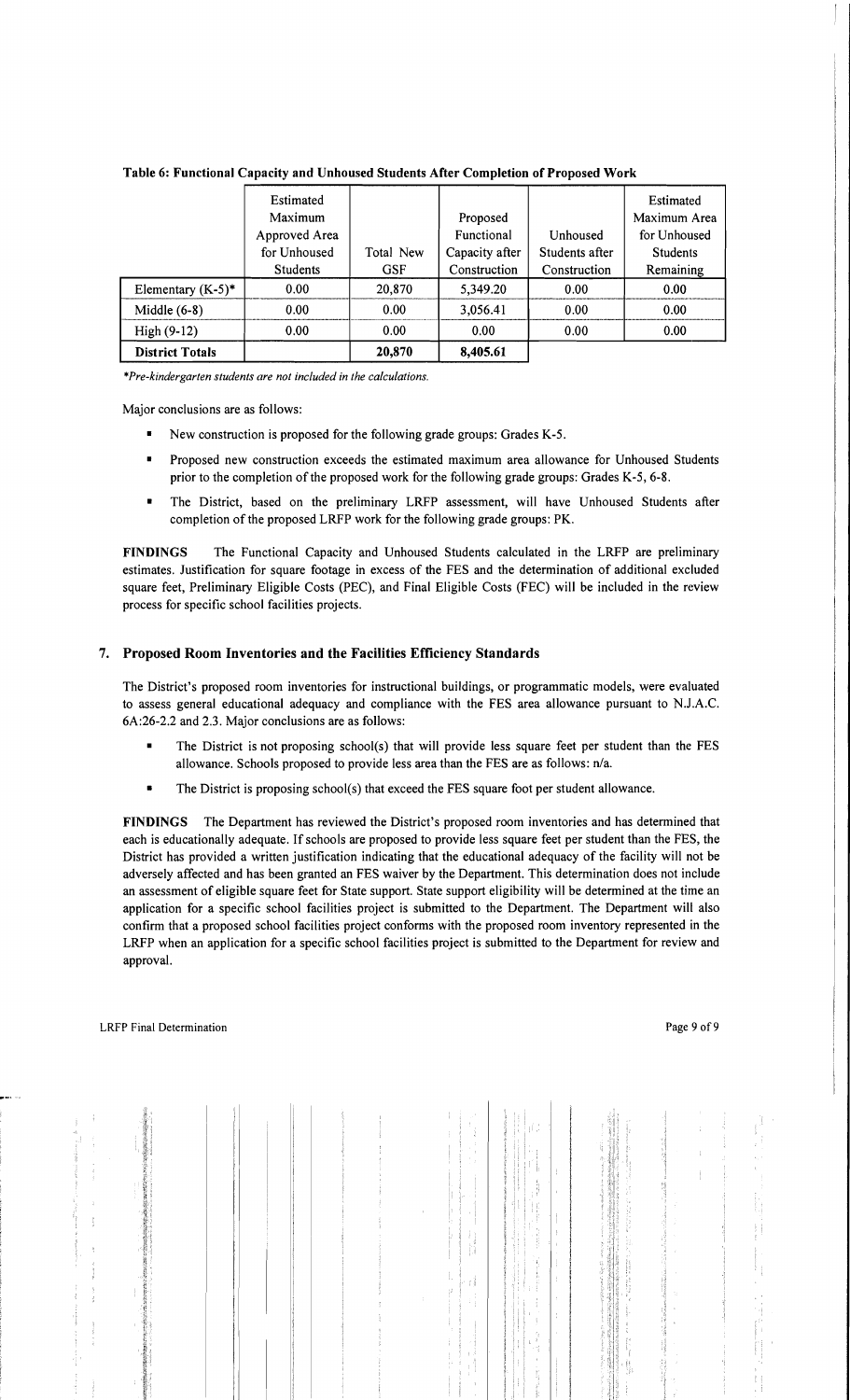**Table 6: Functional Capacity and Unhoused Students After Completion of Proposed Work**

| | Estimated Maximum Approved Area for Unhoused Students | Total New GSF | Proposed Functional Capacity after Construction | Unhoused Students after Construction | Estimated Maximum Area for Unhoused Students Remaining |
|---|---|---|---|---|---|
| Elementary (K-5)* | 0.00 | 20,870 | 5,349.20 | 0.00 | 0.00 |
| Middle (6-8) | 0.00 | 0.00 | 3,056.41 | 0.00 | 0.00 |
| High (9-12) | 0.00 | 0.00 | 0.00 | 0.00 | 0.00 |
| **District Totals** | | **20,870** | **8,405.61** | | |

*\*Pre-kindergarten students are not included in the calculations.*

Major conclusions are as follows:

- New construction is proposed for the following grade groups: Grades K-5.
- Proposed new construction exceeds the estimated maximum area allowance for Unhoused Students prior to the completion of the proposed work for the following grade groups: Grades K-5, 6-8.
- The District, based on the preliminary LRFP assessment, will have Unhoused Students after completion of the proposed LRFP work for the following grade groups: PK.

**FINDINGS** The Functional Capacity and Unhoused Students calculated in the LRFP are preliminary estimates. Justification for square footage in excess of the FES and the determination of additional excluded square feet, Preliminary Eligible Costs (PEC), and Final Eligible Costs (FEC) will be included in the review process for specific school facilities projects.

## 7. Proposed Room Inventories and the Facilities Efficiency Standards

The District's proposed room inventories for instructional buildings, or programmatic models, were evaluated to assess general educational adequacy and compliance with the FES area allowance pursuant to N.J.A.C. 6A:26-2.2 and 2.3. Major conclusions are as follows:

- The District is not proposing school(s) that will provide less square feet per student than the FES allowance. Schools proposed to provide less area than the FES are as follows: n/a.
- The District is proposing school(s) that exceed the FES square foot per student allowance.

**FINDINGS** The Department has reviewed the District's proposed room inventories and has determined that each is educationally adequate. If schools are proposed to provide less square feet per student than the FES, the District has provided a written justification indicating that the educational adequacy of the facility will not be adversely affected and has been granted an FES waiver by the Department. This determination does not include an assessment of eligible square feet for State support. State support eligibility will be determined at the time an application for a specific school facilities project is submitted to the Department. The Department will also confirm that a proposed school facilities project conforms with the proposed room inventory represented in the LRFP when an application for a specific school facilities project is submitted to the Department for review and approval.